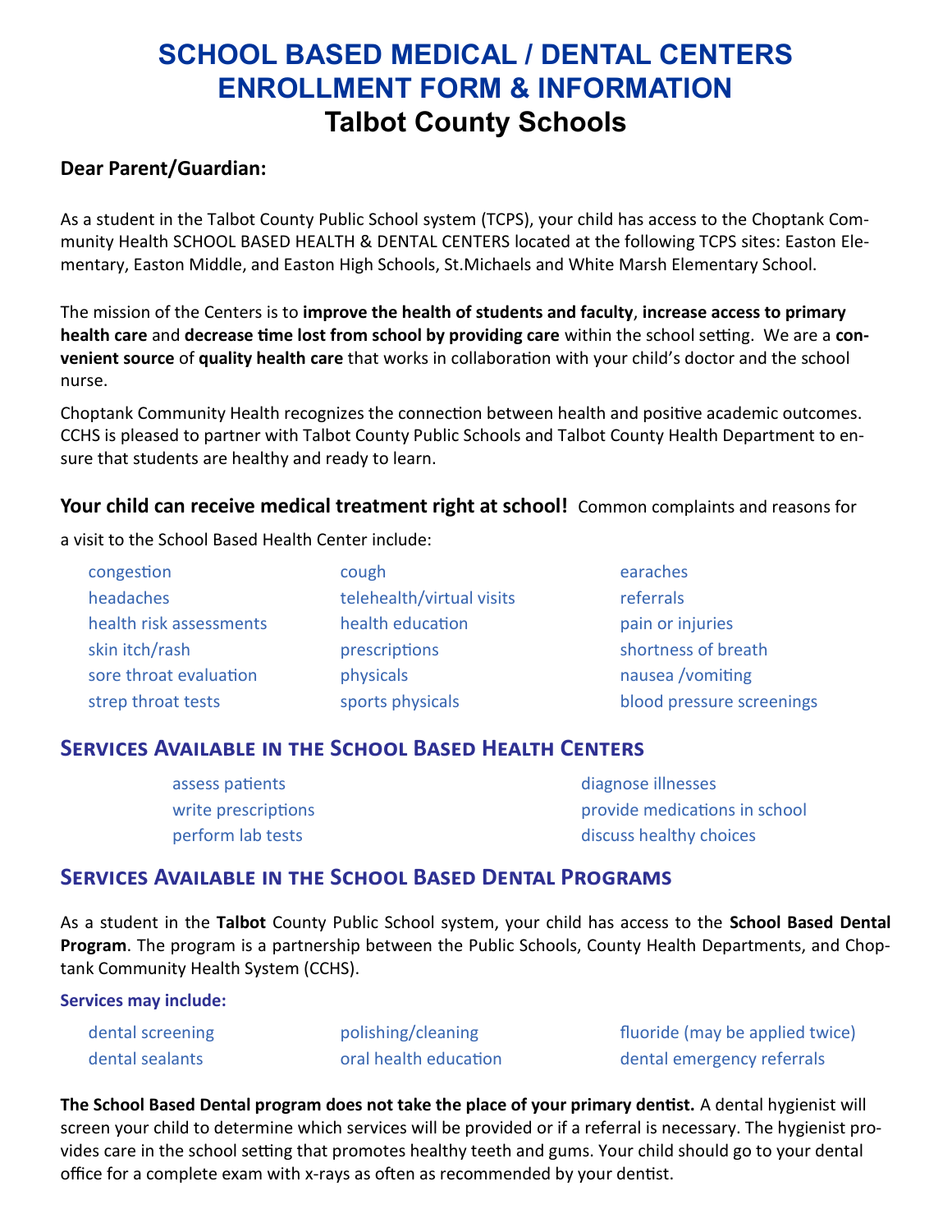# SCHOOL BASED MEDICAL / DENTAL CENTERS ENROLLMENT FORM & INFORMATION

## Talbot County Schools

**Dear Parent/Guardian:**

As a student in the Talbot County Public School system (TCPS), your child has access to the Choptank Community Health SCHOOL BASED HEALTH & DENTAL CENTERS located at the following TCPS sites: Easton Elementary, Easton Middle, and Easton High Schools, St.Michaels and White Marsh Elementary School.

The mission of the Centers is to **improve the health of students and faculty**, **increase access to primary health care** and **decrease time lost from school by providing care** within the school setting. We are a **convenient source** of **quality health care** that works in collaboration with your child's doctor and the school nurse.

Choptank Community Health recognizes the connection between health and positive academic outcomes. CCHS is pleased to partner with Talbot County Public Schools and Talbot County Health Department to ensure that students are healthy and ready to learn.

**Your child can receive medical treatment right at school!** Common complaints and reasons for a visit to the School Based Health Center include:

- congestion
- headaches
- health risk assessments
- skin itch/rash
- sore throat evaluation
- strep throat tests
- cough
- telehealth/virtual visits
- health education
- prescriptions
- physicals
- sports physicals
- earaches
- referrals
- pain or injuries
- shortness of breath
- nausea /vomiting
- blood pressure screenings

## Services Available in the School Based Health Centers

- assess patients
- write prescriptions
- perform lab tests
- diagnose illnesses
- provide medications in school
- discuss healthy choices

## Services Available in the School Based Dental Programs

As a student in the **Talbot** County Public School system, your child has access to the **School Based Dental Program**. The program is a partnership between the Public Schools, County Health Departments, and Choptank Community Health System (CCHS).

**Services may include:**

- dental screening
- dental sealants
- polishing/cleaning
- oral health education
- fluoride (may be applied twice)
- dental emergency referrals

**The School Based Dental program does not take the place of your primary dentist.** A dental hygienist will screen your child to determine which services will be provided or if a referral is necessary. The hygienist provides care in the school setting that promotes healthy teeth and gums. Your child should go to your dental office for a complete exam with x-rays as often as recommended by your dentist.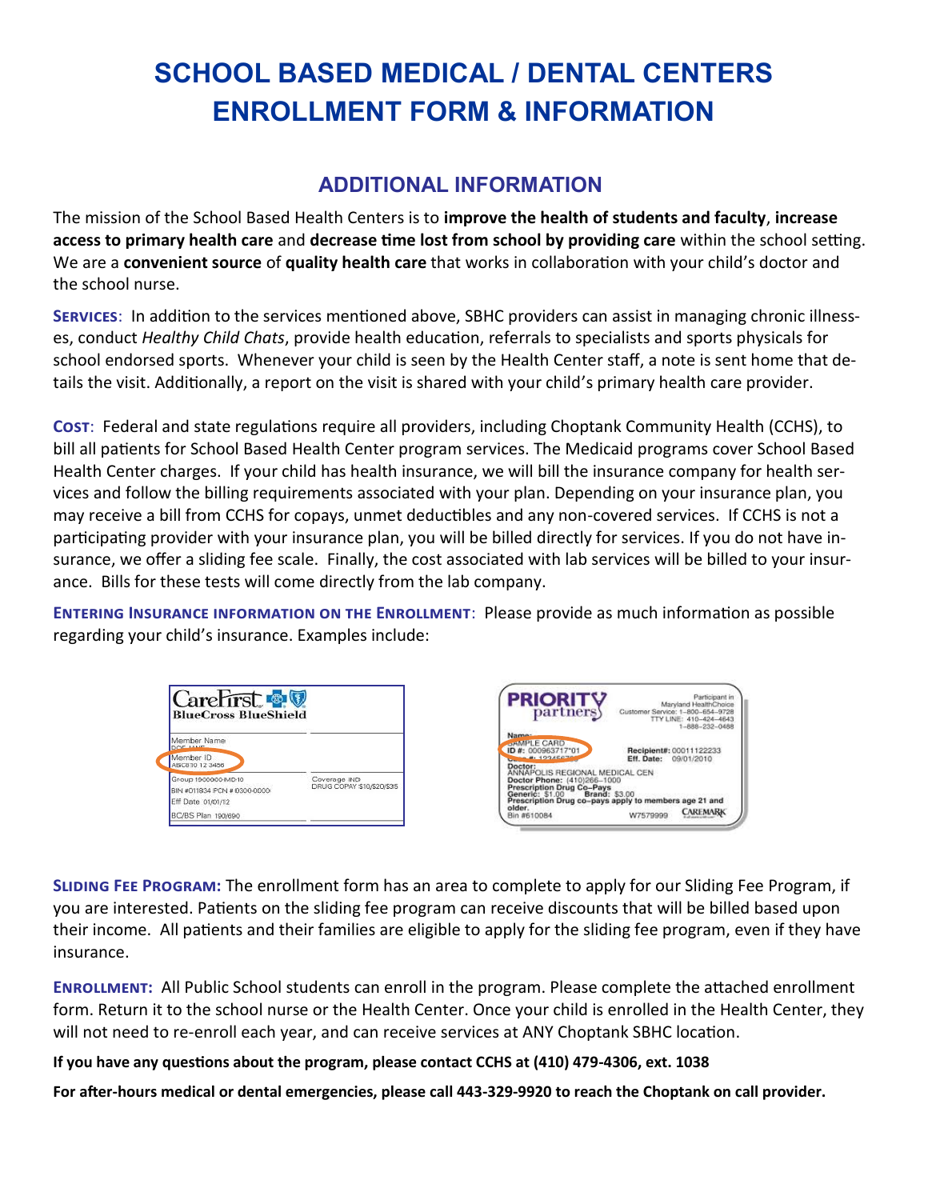# SCHOOL BASED MEDICAL / DENTAL CENTERS ENROLLMENT FORM & INFORMATION

## ADDITIONAL INFORMATION

The mission of the School Based Health Centers is to **improve the health of students and faculty**, **increase access to primary health care** and **decrease time lost from school by providing care** within the school setting. We are a **convenient source** of **quality health care** that works in collaboration with your child's doctor and the school nurse.

**Services**: In addition to the services mentioned above, SBHC providers can assist in managing chronic illnesses, conduct *Healthy Child Chats*, provide health education, referrals to specialists and sports physicals for school endorsed sports. Whenever your child is seen by the Health Center staff, a note is sent home that details the visit. Additionally, a report on the visit is shared with your child's primary health care provider.

**Cost**: Federal and state regulations require all providers, including Choptank Community Health (CCHS), to bill all patients for School Based Health Center program services. The Medicaid programs cover School Based Health Center charges. If your child has health insurance, we will bill the insurance company for health services and follow the billing requirements associated with your plan. Depending on your insurance plan, you may receive a bill from CCHS for copays, unmet deductibles and any non-covered services. If CCHS is not a participating provider with your insurance plan, you will be billed directly for services. If you do not have insurance, we offer a sliding fee scale. Finally, the cost associated with lab services will be billed to your insurance. Bills for these tests will come directly from the lab company.

**Entering Insurance information on the Enrollment**: Please provide as much information as possible regarding your child's insurance. Examples include:

**Sliding Fee Program:** The enrollment form has an area to complete to apply for our Sliding Fee Program, if you are interested. Patients on the sliding fee program can receive discounts that will be billed based upon their income. All patients and their families are eligible to apply for the sliding fee program, even if they have insurance.

**Enrollment:** All Public School students can enroll in the program. Please complete the attached enrollment form. Return it to the school nurse or the Health Center. Once your child is enrolled in the Health Center, they will not need to re-enroll each year, and can receive services at ANY Choptank SBHC location.

**If you have any questions about the program, please contact CCHS at (410) 479-4306, ext. 1038**

**For after-hours medical or dental emergencies, please call 443-329-9920 to reach the Choptank on call provider.**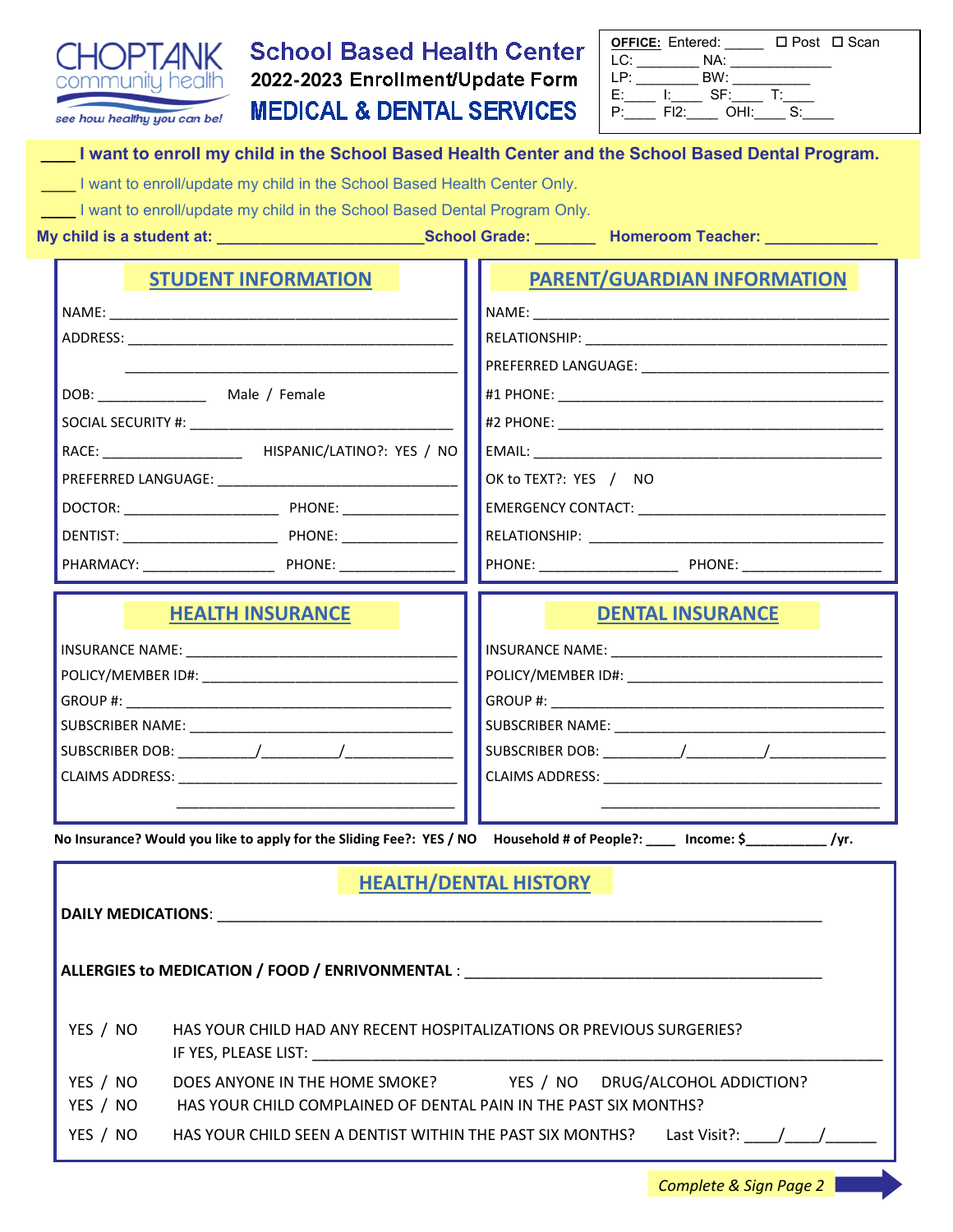CHOPTANK community health
*see how healthy you can be!*

# School Based Health Center
## 2022-2023 Enrollment/Update Form
## MEDICAL & DENTAL SERVICES

**OFFICE:** Entered: _____ ☐ Post ☐ Scan
LC: ________ NA: _____________
LP: ________ BW: __________
E:____ I:____ SF:____ T:____
P:____ FI2:____ OHI:____ S:____

**____ I want to enroll my child in the School Based Health Center and the School Based Dental Program.**

____ I want to enroll/update my child in the School Based Health Center Only.

____ I want to enroll/update my child in the School Based Dental Program Only.

**My child is a student at: ________________________ School Grade: _______ Homeroom Teacher: _____________**

## STUDENT INFORMATION

NAME: ______________________________________________

ADDRESS: ____________________________________________

______________________________________________

DOB: ______________ Male / Female

SOCIAL SECURITY #: __________________________________

RACE: __________________ HISPANIC/LATINO?: YES / NO

PREFERRED LANGUAGE: ________________________________

DOCTOR: ____________________ PHONE: _______________

DENTIST: ____________________ PHONE: _______________

PHARMACY: _________________ PHONE: _______________

## PARENT/GUARDIAN INFORMATION

NAME: ______________________________________________

RELATIONSHIP: ______________________________________

PREFERRED LANGUAGE: ________________________________

#1 PHONE: __________________________________________

#2 PHONE: __________________________________________

EMAIL: _____________________________________________

OK to TEXT?: YES / NO

EMERGENCY CONTACT: _________________________________

RELATIONSHIP: ______________________________________

PHONE: __________________ PHONE: __________________

## HEALTH INSURANCE

INSURANCE NAME: ____________________________________

POLICY/MEMBER ID#: __________________________________

GROUP #: ___________________________________________

SUBSCRIBER NAME: ___________________________________

SUBSCRIBER DOB: __________/__________/______________

CLAIMS ADDRESS: ____________________________________

____________________________________

## DENTAL INSURANCE

INSURANCE NAME: ____________________________________

POLICY/MEMBER ID#: __________________________________

GROUP #: ___________________________________________

SUBSCRIBER NAME: ___________________________________

SUBSCRIBER DOB: __________/__________/______________

CLAIMS ADDRESS: ____________________________________

____________________________________

**No Insurance? Would you like to apply for the Sliding Fee?: YES / NO Household # of People?: ____ Income: $___________ /yr.**

## HEALTH/DENTAL HISTORY

**DAILY MEDICATIONS**: __________________________________________________________________________

**ALLERGIES to MEDICATION / FOOD / ENRIVONMENTAL** : ____________________________________________

YES / NO HAS YOUR CHILD HAD ANY RECENT HOSPITALIZATIONS OR PREVIOUS SURGERIES?
IF YES, PLEASE LIST: ________________________________________________________________

YES / NO DOES ANYONE IN THE HOME SMOKE? YES / NO DRUG/ALCOHOL ADDICTION?

YES / NO HAS YOUR CHILD COMPLAINED OF DENTAL PAIN IN THE PAST SIX MONTHS?

YES / NO HAS YOUR CHILD SEEN A DENTIST WITHIN THE PAST SIX MONTHS? Last Visit?: ____/____/______

*Complete & Sign Page 2*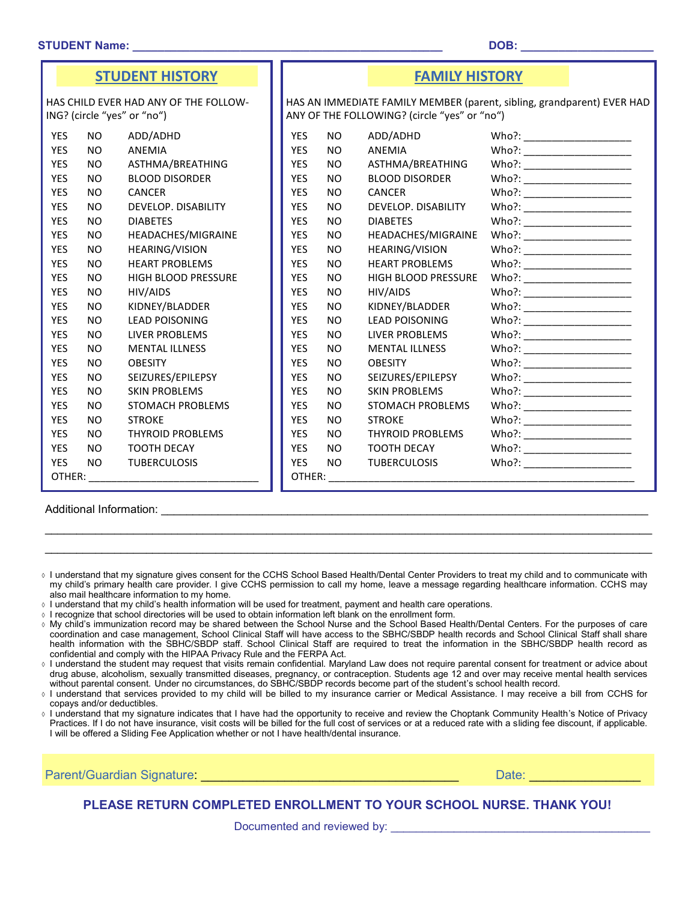**STUDENT Name:** ______________________________________________ **DOB:** ____________________

## STUDENT HISTORY

HAS CHILD EVER HAD ANY OF THE FOLLOWING? (circle "yes" or "no")

| | | |
|---|---|---|
| YES | NO | ADD/ADHD |
| YES | NO | ANEMIA |
| YES | NO | ASTHMA/BREATHING |
| YES | NO | BLOOD DISORDER |
| YES | NO | CANCER |
| YES | NO | DEVELOP. DISABILITY |
| YES | NO | DIABETES |
| YES | NO | HEADACHES/MIGRAINE |
| YES | NO | HEARING/VISION |
| YES | NO | HEART PROBLEMS |
| YES | NO | HIGH BLOOD PRESSURE |
| YES | NO | HIV/AIDS |
| YES | NO | KIDNEY/BLADDER |
| YES | NO | LEAD POISONING |
| YES | NO | LIVER PROBLEMS |
| YES | NO | MENTAL ILLNESS |
| YES | NO | OBESITY |
| YES | NO | SEIZURES/EPILEPSY |
| YES | NO | SKIN PROBLEMS |
| YES | NO | STOMACH PROBLEMS |
| YES | NO | STROKE |
| YES | NO | THYROID PROBLEMS |
| YES | NO | TOOTH DECAY |
| YES | NO | TUBERCULOSIS |

OTHER: ____________________________

## FAMILY HISTORY

HAS AN IMMEDIATE FAMILY MEMBER (parent, sibling, grandparent) EVER HAD ANY OF THE FOLLOWING? (circle "yes" or "no")

| | | | |
|---|---|---|---|
| YES | NO | ADD/ADHD | Who?: __________________ |
| YES | NO | ANEMIA | Who?: __________________ |
| YES | NO | ASTHMA/BREATHING | Who?: __________________ |
| YES | NO | BLOOD DISORDER | Who?: __________________ |
| YES | NO | CANCER | Who?: __________________ |
| YES | NO | DEVELOP. DISABILITY | Who?: __________________ |
| YES | NO | DIABETES | Who?: __________________ |
| YES | NO | HEADACHES/MIGRAINE | Who?: __________________ |
| YES | NO | HEARING/VISION | Who?: __________________ |
| YES | NO | HEART PROBLEMS | Who?: __________________ |
| YES | NO | HIGH BLOOD PRESSURE | Who?: __________________ |
| YES | NO | HIV/AIDS | Who?: __________________ |
| YES | NO | KIDNEY/BLADDER | Who?: __________________ |
| YES | NO | LEAD POISONING | Who?: __________________ |
| YES | NO | LIVER PROBLEMS | Who?: __________________ |
| YES | NO | MENTAL ILLNESS | Who?: __________________ |
| YES | NO | OBESITY | Who?: __________________ |
| YES | NO | SEIZURES/EPILEPSY | Who?: __________________ |
| YES | NO | SKIN PROBLEMS | Who?: __________________ |
| YES | NO | STOMACH PROBLEMS | Who?: __________________ |
| YES | NO | STROKE | Who?: __________________ |
| YES | NO | THYROID PROBLEMS | Who?: __________________ |
| YES | NO | TOOTH DECAY | Who?: __________________ |
| YES | NO | TUBERCULOSIS | Who?: __________________ |

OTHER: ______________________________________________________

Additional Information: ______________________________________________________________________________

______________________________________________________________________________________________

______________________________________________________________________________________________

- I understand that my signature gives consent for the CCHS School Based Health/Dental Center Providers to treat my child and to communicate with my child's primary health care provider. I give CCHS permission to call my home, leave a message regarding healthcare information. CCHS may also mail healthcare information to my home.
- I understand that my child's health information will be used for treatment, payment and health care operations.
- I recognize that school directories will be used to obtain information left blank on the enrollment form.
- My child's immunization record may be shared between the School Nurse and the School Based Health/Dental Centers. For the purposes of care coordination and case management, School Clinical Staff will have access to the SBHC/SBDP health records and School Clinical Staff shall share health information with the SBHC/SBDP staff. School Clinical Staff are required to treat the information in the SBHC/SBDP health record as confidential and comply with the HIPAA Privacy Rule and the FERPA Act.
- I understand the student may request that visits remain confidential. Maryland Law does not require parental consent for treatment or advice about drug abuse, alcoholism, sexually transmitted diseases, pregnancy, or contraception. Students age 12 and over may receive mental health services without parental consent. Under no circumstances, do SBHC/SBDP records become part of the student's school health record.
- I understand that services provided to my child will be billed to my insurance carrier or Medical Assistance. I may receive a bill from CCHS for copays and/or deductibles.
- I understand that my signature indicates that I have had the opportunity to receive and review the Choptank Community Health's Notice of Privacy Practices. If I do not have insurance, visit costs will be billed for the full cost of services or at a reduced rate with a sliding fee discount, if applicable. I will be offered a Sliding Fee Application whether or not I have health/dental insurance.

Parent/Guardian Signature: ____________________________________ Date: ________________

**PLEASE RETURN COMPLETED ENROLLMENT TO YOUR SCHOOL NURSE. THANK YOU!**

Documented and reviewed by: ________________________________________